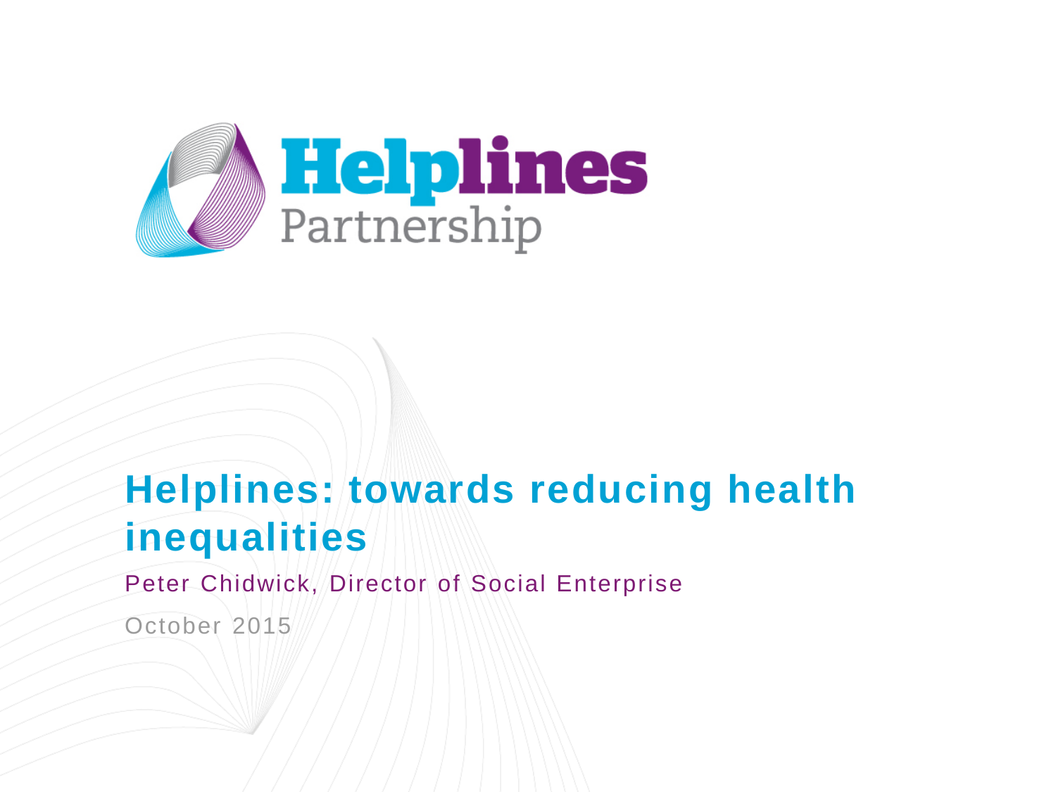Helplines Partnership

# Helplines: towards reducing health inequalities

Peter Chidwick, Director of Social Enterprise

October 2015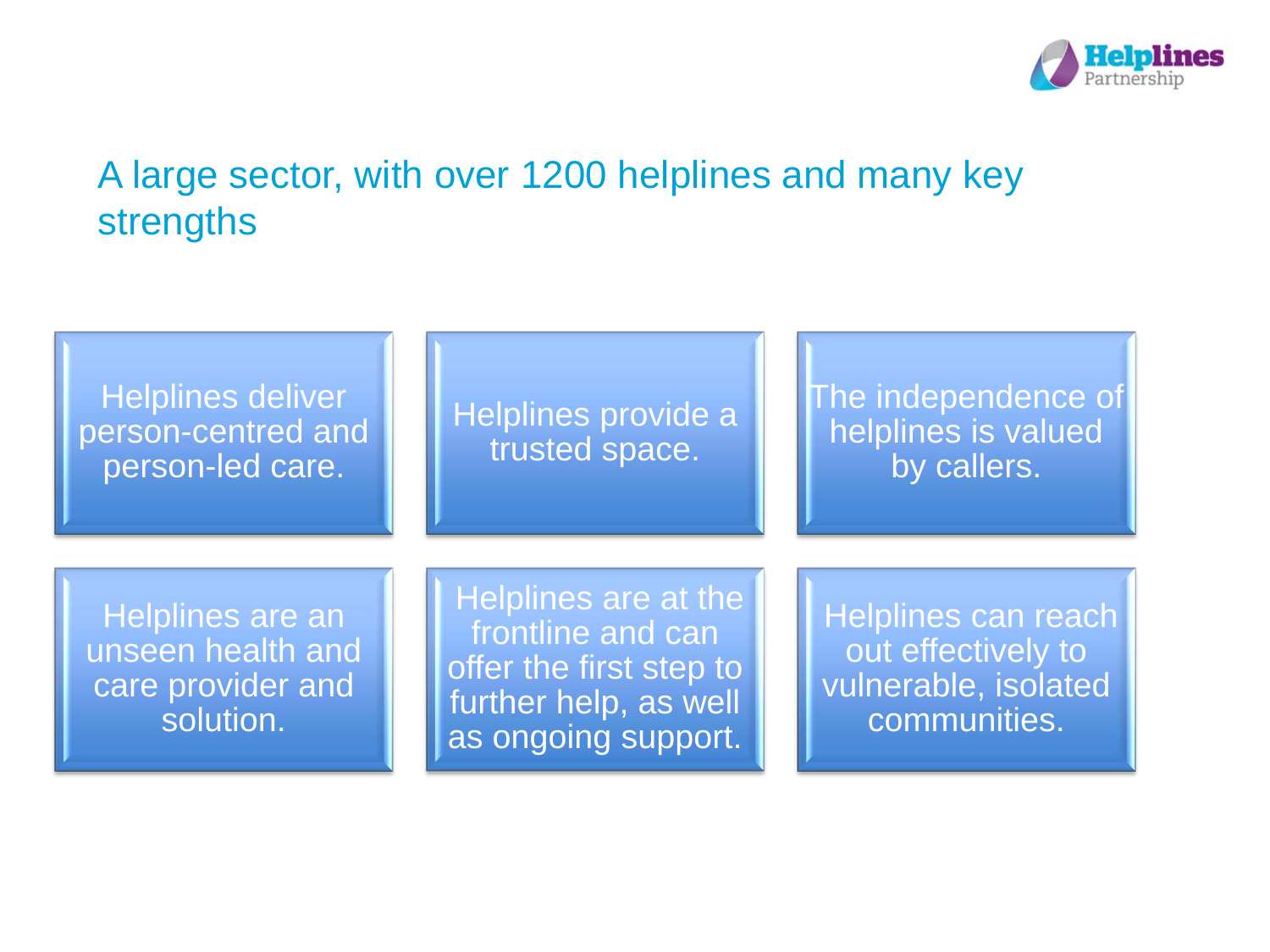## A large sector, with over 1200 helplines and many key strengths

- Helplines deliver person-centred and person-led care.
- Helplines provide a trusted space.
- The independence of helplines is valued by callers.
- Helplines are an unseen health and care provider and solution.
- Helplines are at the frontline and can offer the first step to further help, as well as ongoing support.
- Helplines can reach out effectively to vulnerable, isolated communities.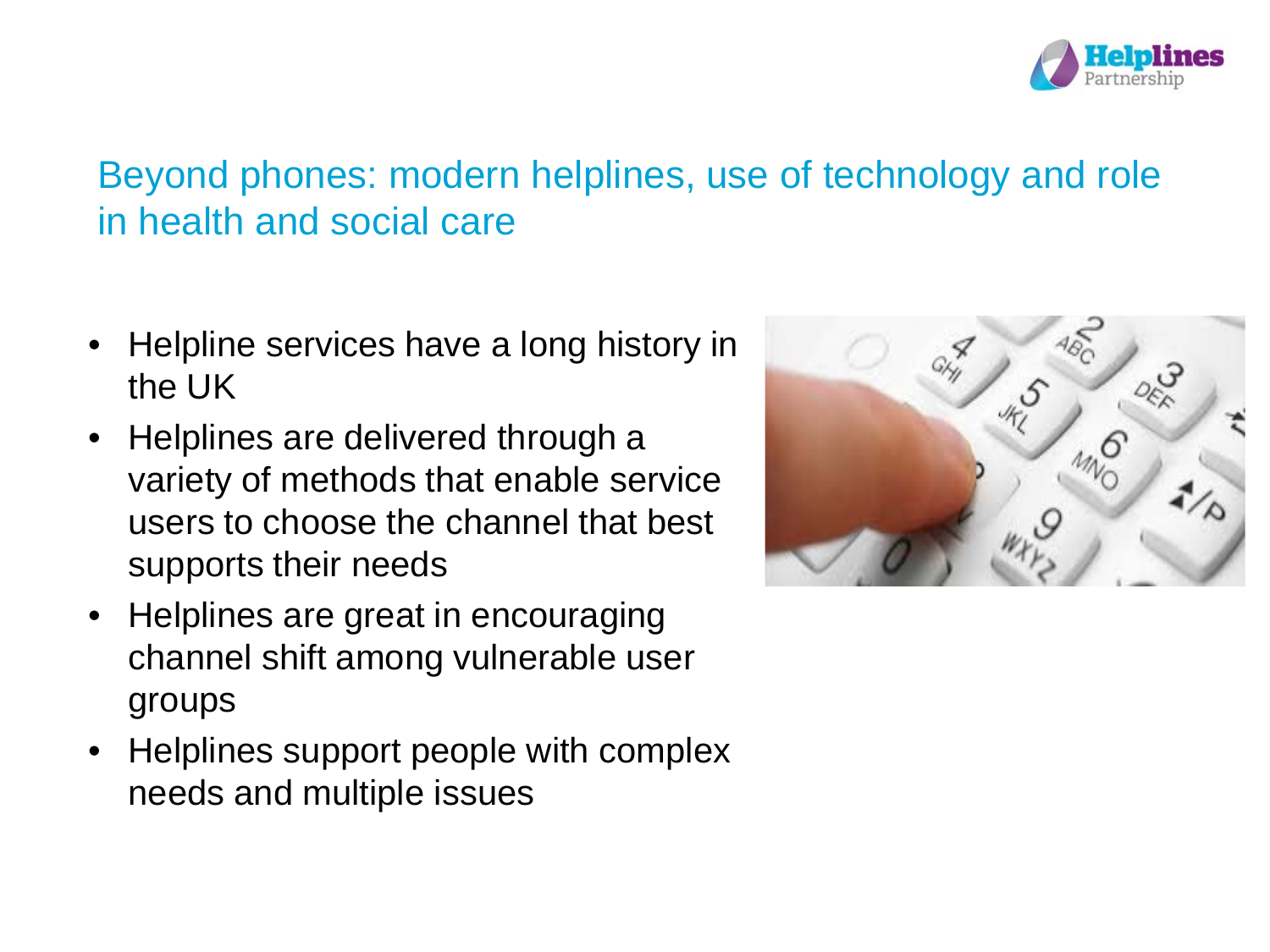## Beyond phones: modern helplines, use of technology and role in health and social care

- Helpline services have a long history in the UK
- Helplines are delivered through a variety of methods that enable service users to choose the channel that best supports their needs
- Helplines are great in encouraging channel shift among vulnerable user groups
- Helplines support people with complex needs and multiple issues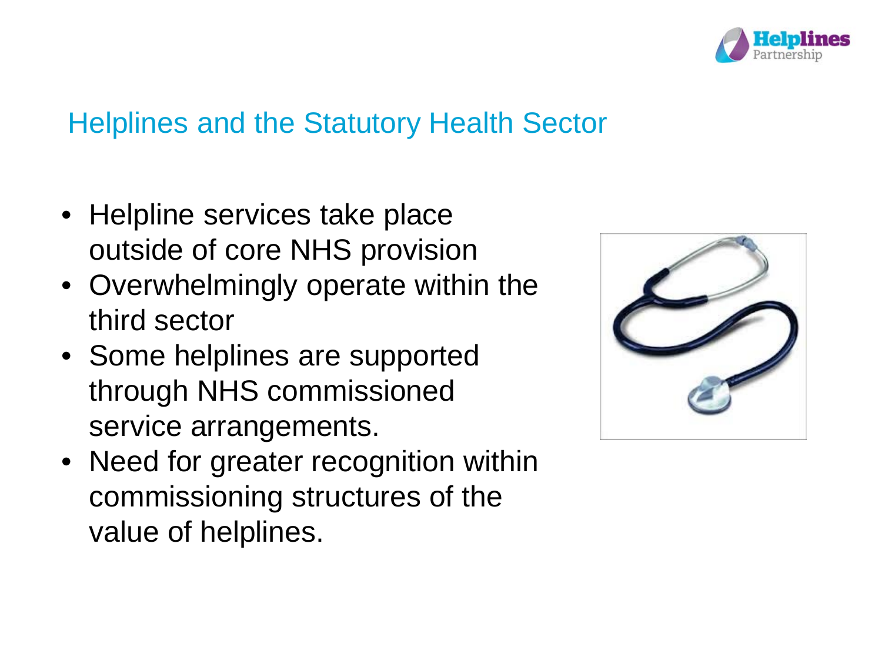## Helplines and the Statutory Health Sector

- Helpline services take place outside of core NHS provision
- Overwhelmingly operate within the third sector
- Some helplines are supported through NHS commissioned service arrangements.
- Need for greater recognition within commissioning structures of the value of helplines.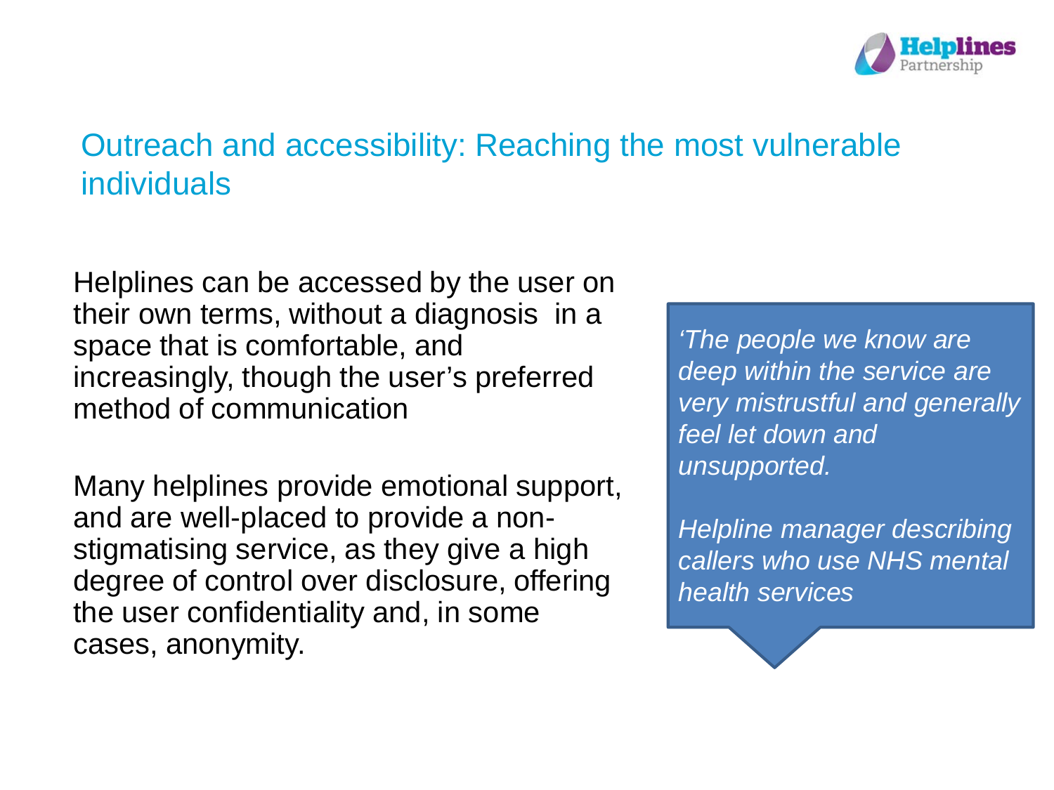## Outreach and accessibility: Reaching the most vulnerable individuals

Helplines can be accessed by the user on their own terms, without a diagnosis in a space that is comfortable, and increasingly, though the user's preferred method of communication

Many helplines provide emotional support, and are well-placed to provide a non-stigmatising service, as they give a high degree of control over disclosure, offering the user confidentiality and, in some cases, anonymity.

*'The people we know are deep within the service are very mistrustful and generally feel let down and unsupported.*

*Helpline manager describing callers who use NHS mental health services*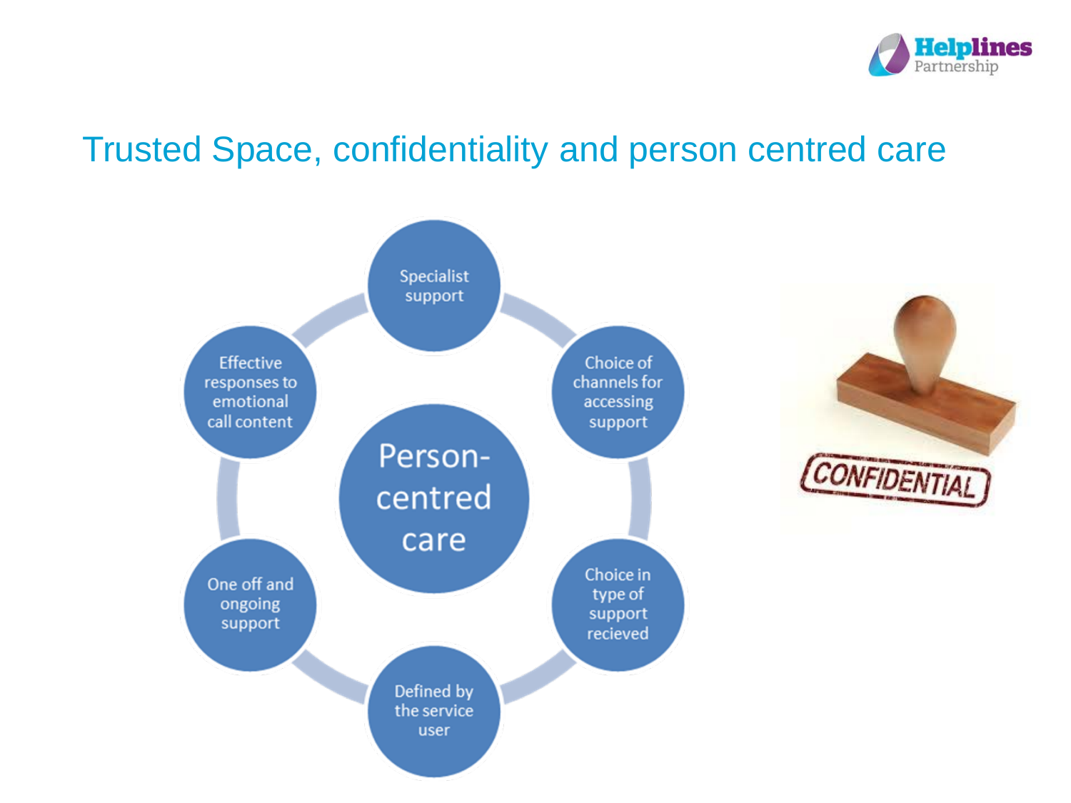## Trusted Space, confidentiality and person centred care

Person-centred care

Specialist support

Choice of channels for accessing support

Choice in type of support recieved

Defined by the service user

One off and ongoing support

Effective responses to emotional call content

CONFIDENTIAL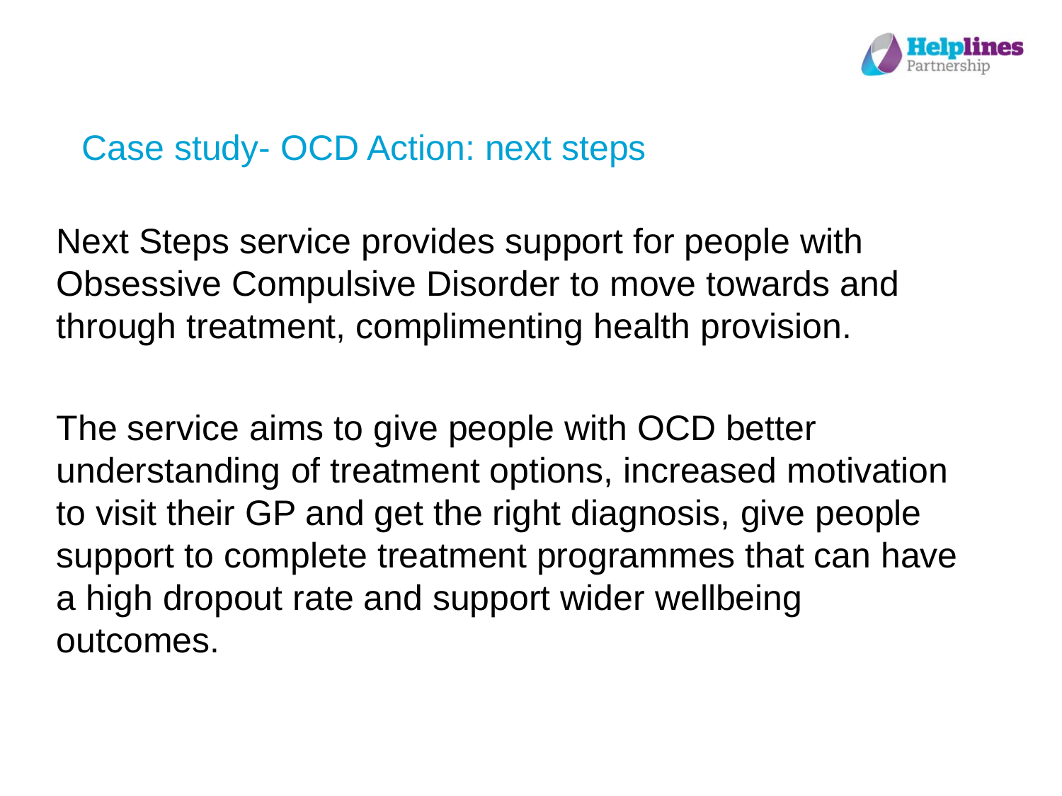## Case study- OCD Action: next steps

Next Steps service provides support for people with Obsessive Compulsive Disorder to move towards and through treatment, complimenting health provision.

The service aims to give people with OCD better understanding of treatment options, increased motivation to visit their GP and get the right diagnosis, give people support to complete treatment programmes that can have a high dropout rate and support wider wellbeing outcomes.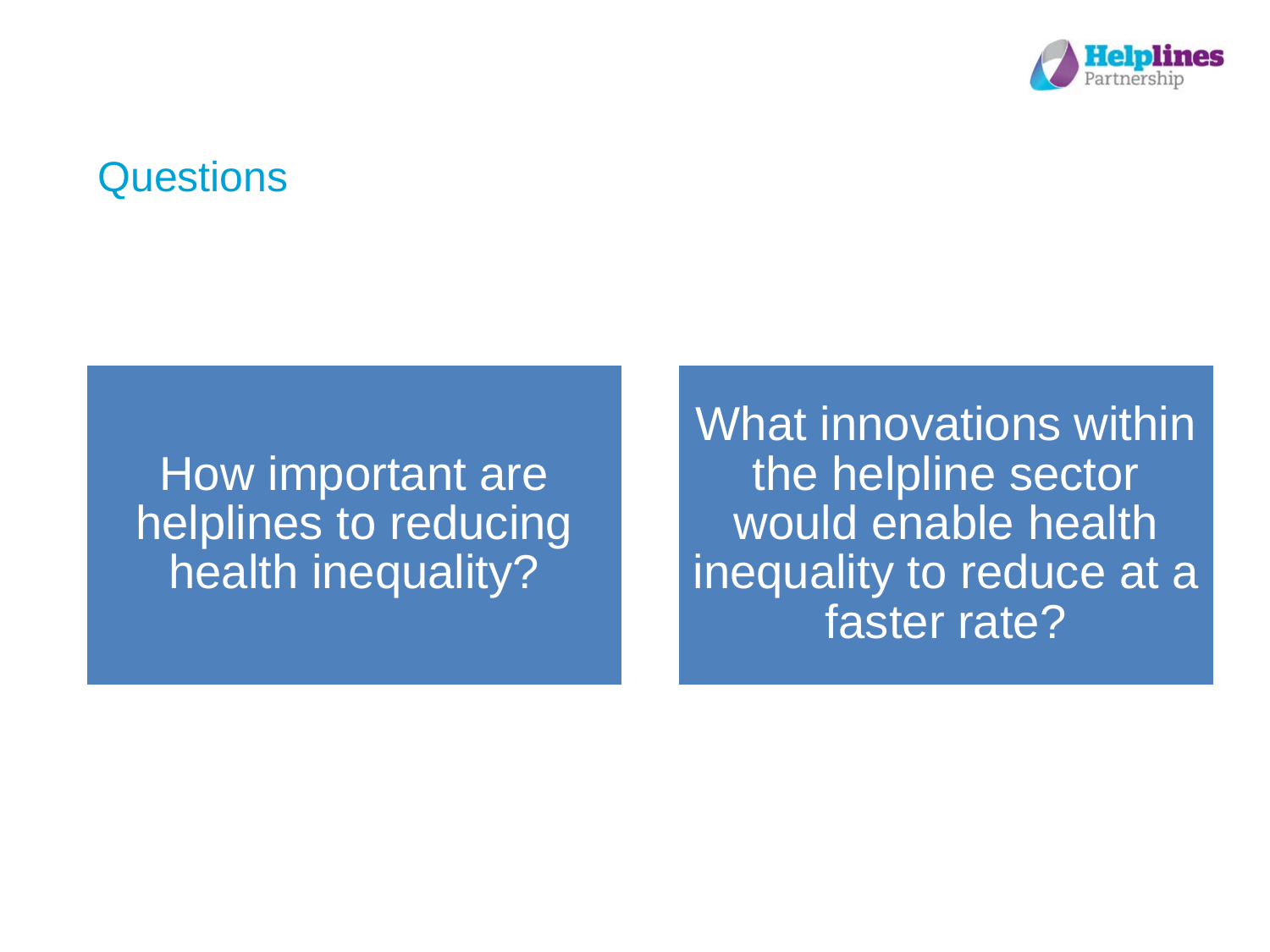## Questions

How important are helplines to reducing health inequality?

What innovations within the helpline sector would enable health inequality to reduce at a faster rate?